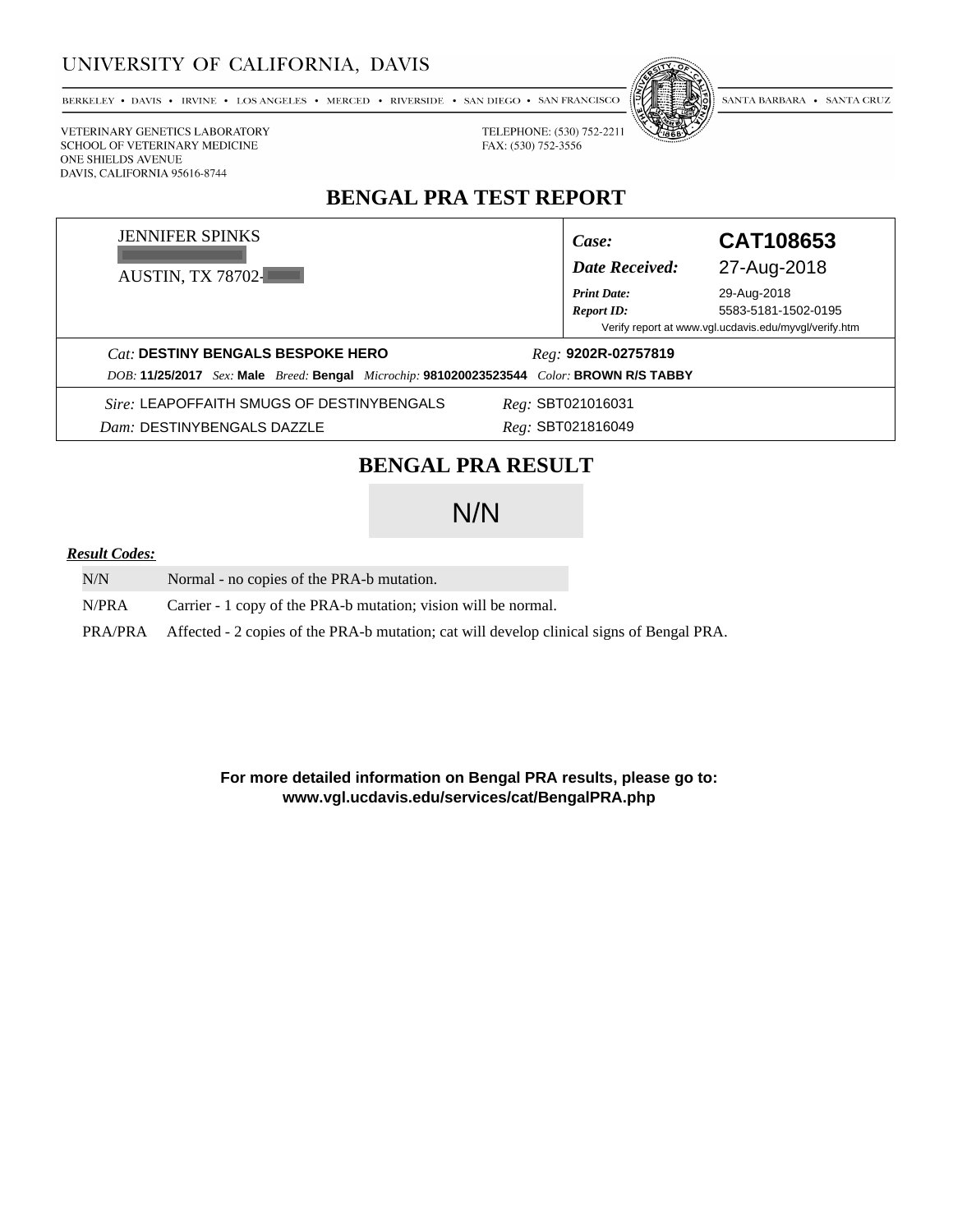UNIVERSITY OF CALIFORNIA, DAVIS

BERKELEY • DAVIS • IRVINE • LOS ANGELES • MERCED • RIVERSIDE • SAN DIEGO • SAN FRANCISCO • SANTA BARBARA • SANTA CRUZ

VETERINARY GENETICS LABORATORY
SCHOOL OF VETERINARY MEDICINE
ONE SHIELDS AVENUE
DAVIS, CALIFORNIA 95616-8744

TELEPHONE: (530) 752-2211
FAX: (530) 752-3556

# BENGAL PRA TEST REPORT

JENNIFER SPINKS

AUSTIN, TX 78702-

| | |
|---|---|
| *Case:* | **CAT108653** |
| *Date Received:* | 27-Aug-2018 |
| *Print Date:* | 29-Aug-2018 |
| *Report ID:* | 5583-5181-1502-0195 |

Verify report at www.vgl.ucdavis.edu/myvgl/verify.htm

*Cat:* **DESTINY BENGALS BESPOKE HERO** *Reg:* **9202R-02757819**

*DOB:* **11/25/2017** *Sex:* **Male** *Breed:* **Bengal** *Microchip:* **981020023523544** *Color:* **BROWN R/S TABBY**

*Sire:* LEAPOFFAITH SMUGS OF DESTINYBENGALS *Reg:* SBT021016031

*Dam:* DESTINYBENGALS DAZZLE *Reg:* SBT021816049

## BENGAL PRA RESULT

**N/N**

***Result Codes:***

| | |
|---|---|
| N/N | Normal - no copies of the PRA-b mutation. |
| N/PRA | Carrier - 1 copy of the PRA-b mutation; vision will be normal. |
| PRA/PRA | Affected - 2 copies of the PRA-b mutation; cat will develop clinical signs of Bengal PRA. |

**For more detailed information on Bengal PRA results, please go to:**
**www.vgl.ucdavis.edu/services/cat/BengalPRA.php**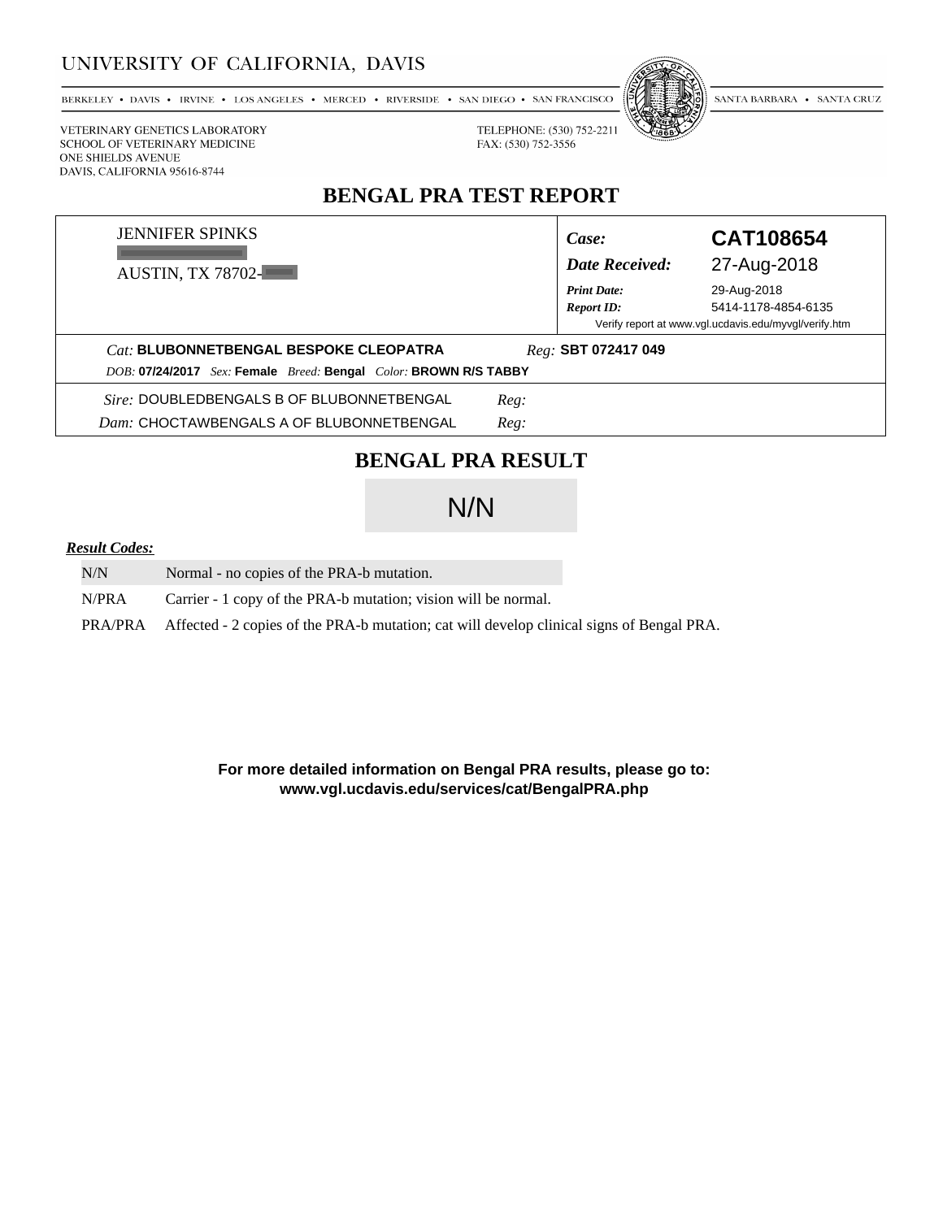UNIVERSITY OF CALIFORNIA, DAVIS

BERKELEY • DAVIS • IRVINE • LOS ANGELES • MERCED • RIVERSIDE • SAN DIEGO • SAN FRANCISCO • SANTA BARBARA • SANTA CRUZ

VETERINARY GENETICS LABORATORY
SCHOOL OF VETERINARY MEDICINE
ONE SHIELDS AVENUE
DAVIS, CALIFORNIA 95616-8744

TELEPHONE: (530) 752-2211
FAX: (530) 752-3556

# BENGAL PRA TEST REPORT

JENNIFER SPINKS
AUSTIN, TX 78702-

| | |
|---|---|
| *Case:* | **CAT108654** |
| *Date Received:* | 27-Aug-2018 |
| *Print Date:* | 29-Aug-2018 |
| *Report ID:* | 5414-1178-4854-6135 |

Verify report at www.vgl.ucdavis.edu/myvgl/verify.htm

*Cat:* **BLUBONNETBENGAL BESPOKE CLEOPATRA** *Reg:* **SBT 072417 049**

*DOB:* **07/24/2017** *Sex:* **Female** *Breed:* **Bengal** *Color:* **BROWN R/S TABBY**

*Sire:* DOUBLEDBENGALS B OF BLUBONNETBENGAL *Reg:*

*Dam:* CHOCTAWBENGALS A OF BLUBONNETBENGAL *Reg:*

## BENGAL PRA RESULT

**N/N**

***Result Codes:***

| Code | Description |
|---|---|
| N/N | Normal - no copies of the PRA-b mutation. |
| N/PRA | Carrier - 1 copy of the PRA-b mutation; vision will be normal. |
| PRA/PRA | Affected - 2 copies of the PRA-b mutation; cat will develop clinical signs of Bengal PRA. |

**For more detailed information on Bengal PRA results, please go to:**
**www.vgl.ucdavis.edu/services/cat/BengalPRA.php**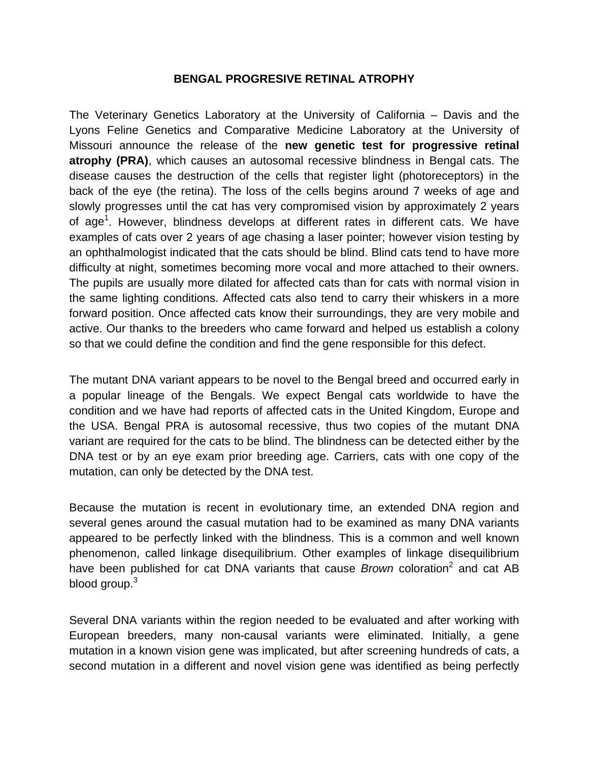# BENGAL PROGRESIVE RETINAL ATROPHY

The Veterinary Genetics Laboratory at the University of California – Davis and the Lyons Feline Genetics and Comparative Medicine Laboratory at the University of Missouri announce the release of the **new genetic test for progressive retinal atrophy (PRA)**, which causes an autosomal recessive blindness in Bengal cats. The disease causes the destruction of the cells that register light (photoreceptors) in the back of the eye (the retina). The loss of the cells begins around 7 weeks of age and slowly progresses until the cat has very compromised vision by approximately 2 years of age[1]. However, blindness develops at different rates in different cats. We have examples of cats over 2 years of age chasing a laser pointer; however vision testing by an ophthalmologist indicated that the cats should be blind. Blind cats tend to have more difficulty at night, sometimes becoming more vocal and more attached to their owners. The pupils are usually more dilated for affected cats than for cats with normal vision in the same lighting conditions. Affected cats also tend to carry their whiskers in a more forward position. Once affected cats know their surroundings, they are very mobile and active. Our thanks to the breeders who came forward and helped us establish a colony so that we could define the condition and find the gene responsible for this defect.

The mutant DNA variant appears to be novel to the Bengal breed and occurred early in a popular lineage of the Bengals. We expect Bengal cats worldwide to have the condition and we have had reports of affected cats in the United Kingdom, Europe and the USA. Bengal PRA is autosomal recessive, thus two copies of the mutant DNA variant are required for the cats to be blind. The blindness can be detected either by the DNA test or by an eye exam prior breeding age. Carriers, cats with one copy of the mutation, can only be detected by the DNA test.

Because the mutation is recent in evolutionary time, an extended DNA region and several genes around the casual mutation had to be examined as many DNA variants appeared to be perfectly linked with the blindness. This is a common and well known phenomenon, called linkage disequilibrium. Other examples of linkage disequilibrium have been published for cat DNA variants that cause *Brown* coloration[2] and cat AB blood group.[3]

Several DNA variants within the region needed to be evaluated and after working with European breeders, many non-causal variants were eliminated. Initially, a gene mutation in a known vision gene was implicated, but after screening hundreds of cats, a second mutation in a different and novel vision gene was identified as being perfectly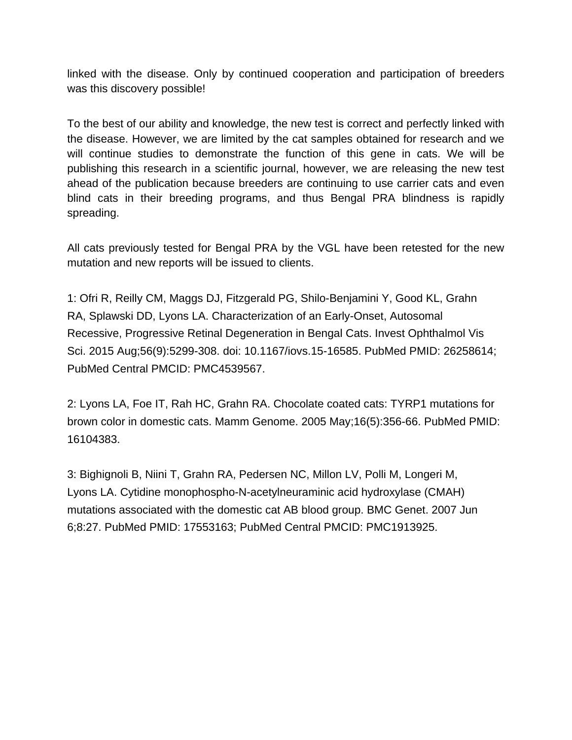linked with the disease. Only by continued cooperation and participation of breeders was this discovery possible!

To the best of our ability and knowledge, the new test is correct and perfectly linked with the disease. However, we are limited by the cat samples obtained for research and we will continue studies to demonstrate the function of this gene in cats. We will be publishing this research in a scientific journal, however, we are releasing the new test ahead of the publication because breeders are continuing to use carrier cats and even blind cats in their breeding programs, and thus Bengal PRA blindness is rapidly spreading.

All cats previously tested for Bengal PRA by the VGL have been retested for the new mutation and new reports will be issued to clients.

1: Ofri R, Reilly CM, Maggs DJ, Fitzgerald PG, Shilo-Benjamini Y, Good KL, Grahn RA, Splawski DD, Lyons LA. Characterization of an Early-Onset, Autosomal Recessive, Progressive Retinal Degeneration in Bengal Cats. Invest Ophthalmol Vis Sci. 2015 Aug;56(9):5299-308. doi: 10.1167/iovs.15-16585. PubMed PMID: 26258614; PubMed Central PMCID: PMC4539567.

2: Lyons LA, Foe IT, Rah HC, Grahn RA. Chocolate coated cats: TYRP1 mutations for brown color in domestic cats. Mamm Genome. 2005 May;16(5):356-66. PubMed PMID: 16104383.

3: Bighignoli B, Niini T, Grahn RA, Pedersen NC, Millon LV, Polli M, Longeri M, Lyons LA. Cytidine monophospho-N-acetylneuraminic acid hydroxylase (CMAH) mutations associated with the domestic cat AB blood group. BMC Genet. 2007 Jun 6;8:27. PubMed PMID: 17553163; PubMed Central PMCID: PMC1913925.